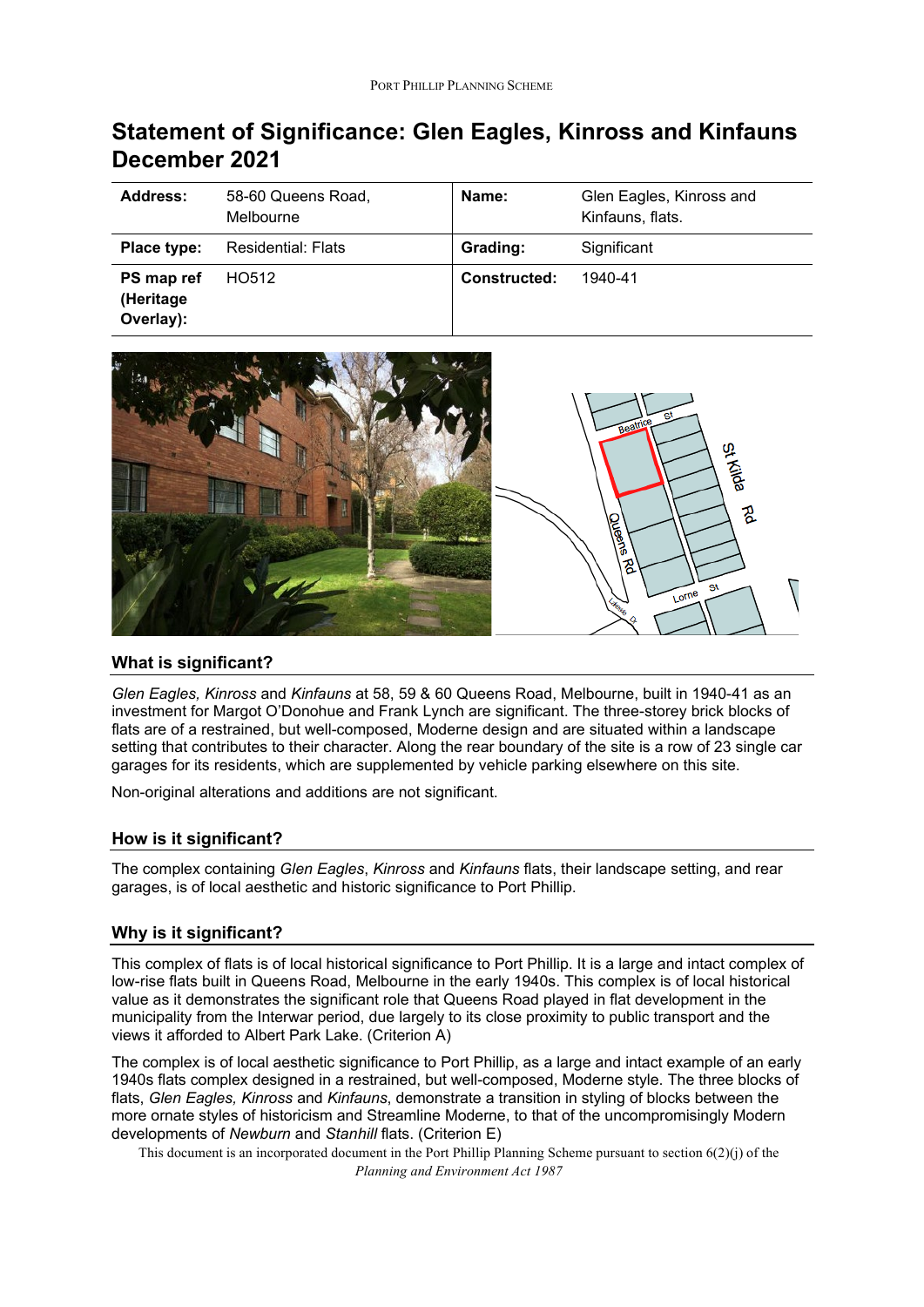# Statement of Significance: Glen Eagles, Kinross and Kinfauns December 2021

| **Address:** | 58-60 Queens Road, Melbourne | **Name:** | Glen Eagles, Kinross and Kinfauns, flats. |
|---|---|---|---|
| **Place type:** | Residential: Flats | **Grading:** | Significant |
| **PS map ref (Heritage Overlay):** | HO512 | **Constructed:** | 1940-41 |

## What is significant?

*Glen Eagles, Kinross* and *Kinfauns* at 58, 59 & 60 Queens Road, Melbourne, built in 1940-41 as an investment for Margot O'Donohue and Frank Lynch are significant. The three-storey brick blocks of flats are of a restrained, but well-composed, Moderne design and are situated within a landscape setting that contributes to their character. Along the rear boundary of the site is a row of 23 single car garages for its residents, which are supplemented by vehicle parking elsewhere on this site.

Non-original alterations and additions are not significant.

## How is it significant?

The complex containing *Glen Eagles*, *Kinross* and *Kinfauns* flats, their landscape setting, and rear garages, is of local aesthetic and historic significance to Port Phillip.

## Why is it significant?

This complex of flats is of local historical significance to Port Phillip. It is a large and intact complex of low-rise flats built in Queens Road, Melbourne in the early 1940s. This complex is of local historical value as it demonstrates the significant role that Queens Road played in flat development in the municipality from the Interwar period, due largely to its close proximity to public transport and the views it afforded to Albert Park Lake. (Criterion A)

The complex is of local aesthetic significance to Port Phillip, as a large and intact example of an early 1940s flats complex designed in a restrained, but well-composed, Moderne style. The three blocks of flats, *Glen Eagles, Kinross* and *Kinfauns*, demonstrate a transition in styling of blocks between the more ornate styles of historicism and Streamline Moderne, to that of the uncompromisingly Modern developments of *Newburn* and *Stanhill* flats. (Criterion E)

This document is an incorporated document in the Port Phillip Planning Scheme pursuant to section 6(2)(j) of the *Planning and Environment Act 1987*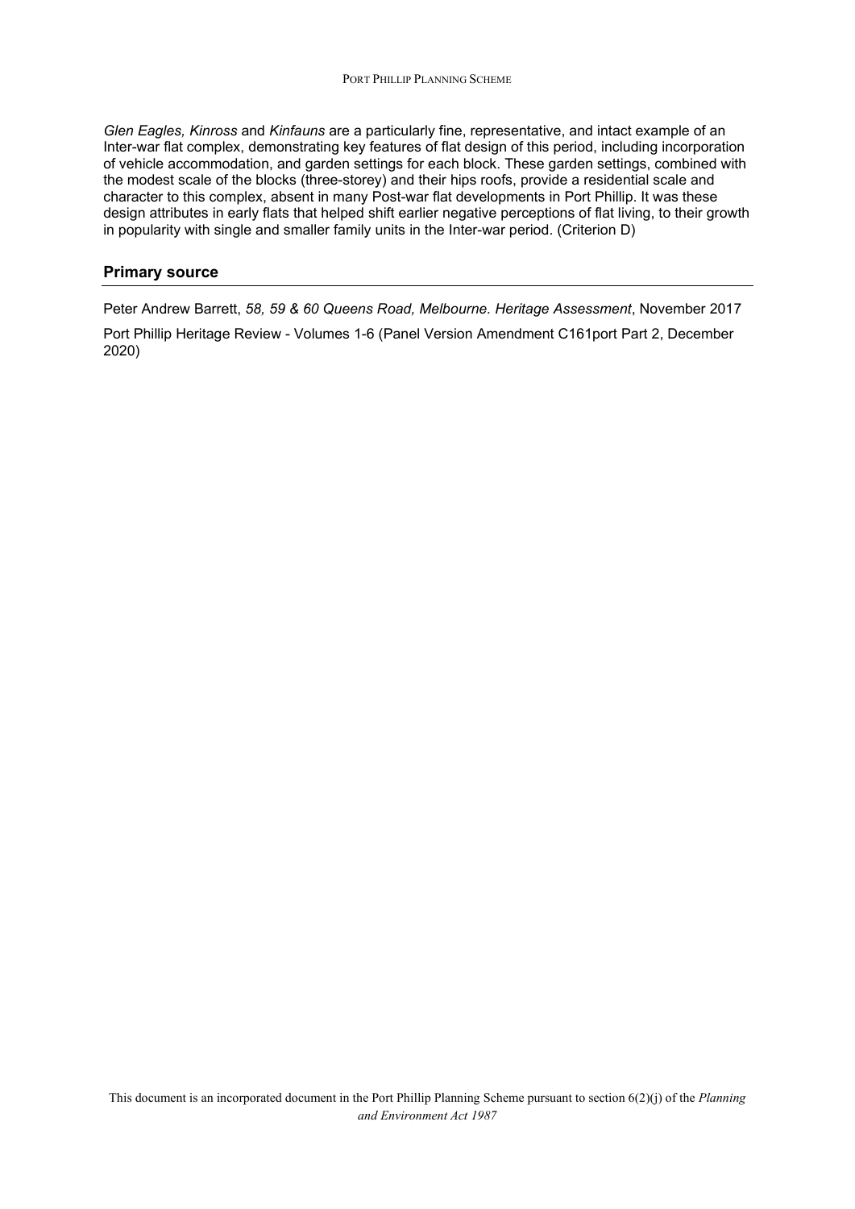*Glen Eagles, Kinross* and *Kinfauns* are a particularly fine, representative, and intact example of an Inter-war flat complex, demonstrating key features of flat design of this period, including incorporation of vehicle accommodation, and garden settings for each block. These garden settings, combined with the modest scale of the blocks (three-storey) and their hips roofs, provide a residential scale and character to this complex, absent in many Post-war flat developments in Port Phillip. It was these design attributes in early flats that helped shift earlier negative perceptions of flat living, to their growth in popularity with single and smaller family units in the Inter-war period. (Criterion D)

## Primary source

Peter Andrew Barrett, *58, 59 & 60 Queens Road, Melbourne. Heritage Assessment*, November 2017

Port Phillip Heritage Review - Volumes 1-6 (Panel Version Amendment C161port Part 2, December 2020)

This document is an incorporated document in the Port Phillip Planning Scheme pursuant to section 6(2)(j) of the *Planning and Environment Act 1987*